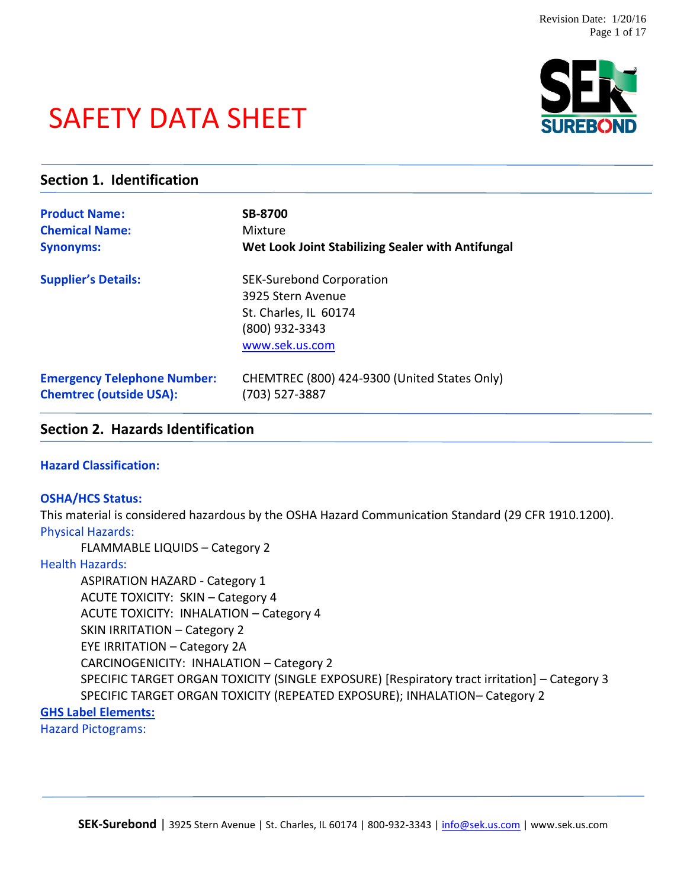# SAFETY DATA SHEET

## Section 1. Identification

| | |
|---|---|
| **Product Name:** | **SB-8700** |
| **Chemical Name:** | Mixture |
| **Synonyms:** | **Wet Look Joint Stabilizing Sealer with Antifungal** |
| **Supplier's Details:** | SEK-Surebond Corporation<br>3925 Stern Avenue<br>St. Charles, IL 60174<br>(800) 932-3343<br>www.sek.us.com |
| **Emergency Telephone Number:** | CHEMTREC (800) 424-9300 (United States Only) |
| **Chemtrec (outside USA):** | (703) 527-3887 |

## Section 2. Hazards Identification

**Hazard Classification:**

**OSHA/HCS Status:**

This material is considered hazardous by the OSHA Hazard Communication Standard (29 CFR 1910.1200).

Physical Hazards:

- FLAMMABLE LIQUIDS – Category 2

Health Hazards:

- ASPIRATION HAZARD - Category 1
- ACUTE TOXICITY: SKIN – Category 4
- ACUTE TOXICITY: INHALATION – Category 4
- SKIN IRRITATION – Category 2
- EYE IRRITATION – Category 2A
- CARCINOGENICITY: INHALATION – Category 2
- SPECIFIC TARGET ORGAN TOXICITY (SINGLE EXPOSURE) [Respiratory tract irritation] – Category 3
- SPECIFIC TARGET ORGAN TOXICITY (REPEATED EXPOSURE); INHALATION– Category 2

**GHS Label Elements:**

Hazard Pictograms: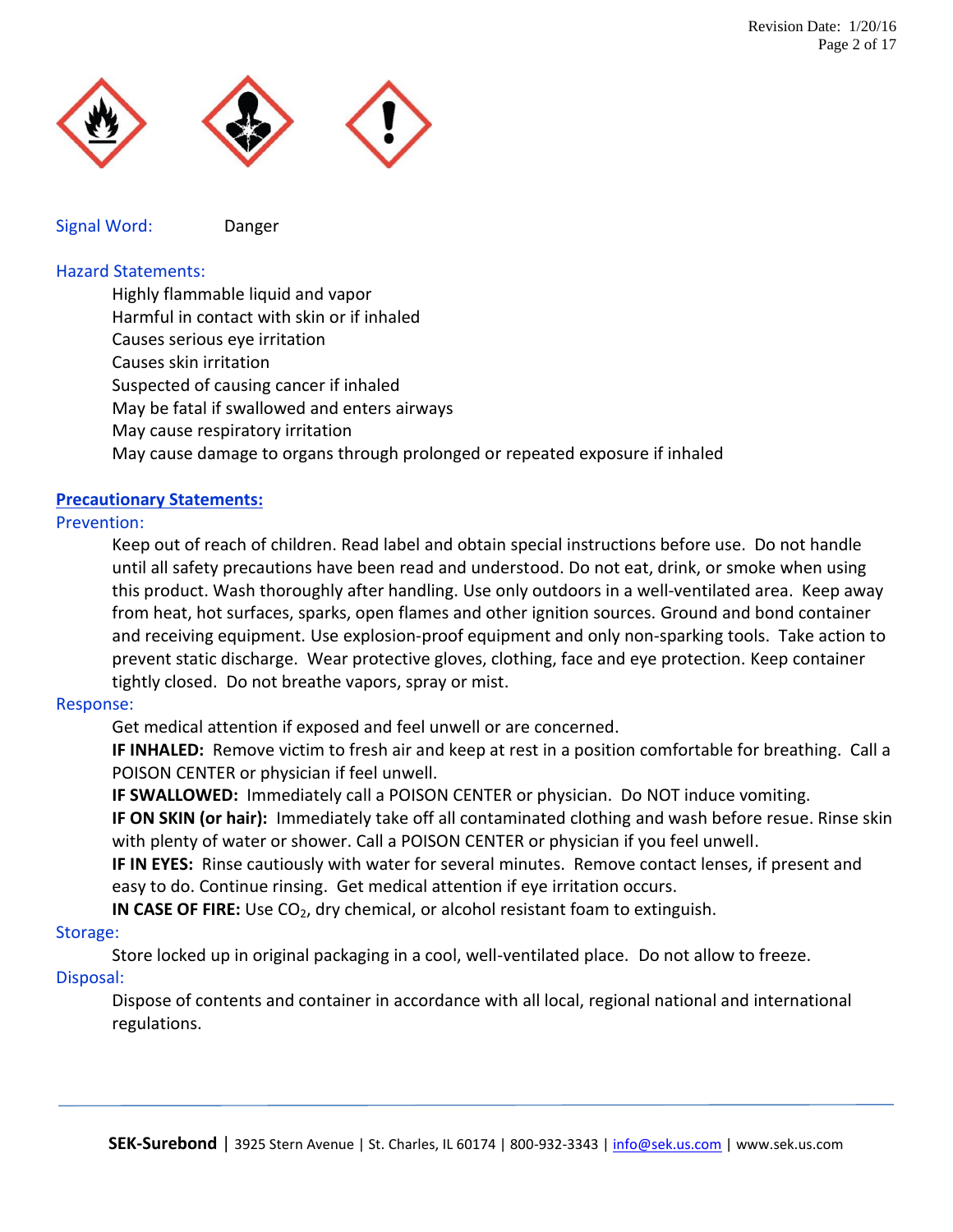Signal Word: Danger

Hazard Statements:

Highly flammable liquid and vapor
Harmful in contact with skin or if inhaled
Causes serious eye irritation
Causes skin irritation
Suspected of causing cancer if inhaled
May be fatal if swallowed and enters airways
May cause respiratory irritation
May cause damage to organs through prolonged or repeated exposure if inhaled

## Precautionary Statements:

### Prevention:

Keep out of reach of children. Read label and obtain special instructions before use. Do not handle until all safety precautions have been read and understood. Do not eat, drink, or smoke when using this product. Wash thoroughly after handling. Use only outdoors in a well-ventilated area. Keep away from heat, hot surfaces, sparks, open flames and other ignition sources. Ground and bond container and receiving equipment. Use explosion-proof equipment and only non-sparking tools. Take action to prevent static discharge. Wear protective gloves, clothing, face and eye protection. Keep container tightly closed. Do not breathe vapors, spray or mist.

### Response:

Get medical attention if exposed and feel unwell or are concerned.

**IF INHALED:** Remove victim to fresh air and keep at rest in a position comfortable for breathing. Call a POISON CENTER or physician if feel unwell.

**IF SWALLOWED:** Immediately call a POISON CENTER or physician. Do NOT induce vomiting.

**IF ON SKIN (or hair):** Immediately take off all contaminated clothing and wash before resue. Rinse skin with plenty of water or shower. Call a POISON CENTER or physician if you feel unwell.

**IF IN EYES:** Rinse cautiously with water for several minutes. Remove contact lenses, if present and easy to do. Continue rinsing. Get medical attention if eye irritation occurs.

**IN CASE OF FIRE:** Use $CO_2$, dry chemical, or alcohol resistant foam to extinguish.

### Storage:

Store locked up in original packaging in a cool, well-ventilated place. Do not allow to freeze.

### Disposal:

Dispose of contents and container in accordance with all local, regional national and international regulations.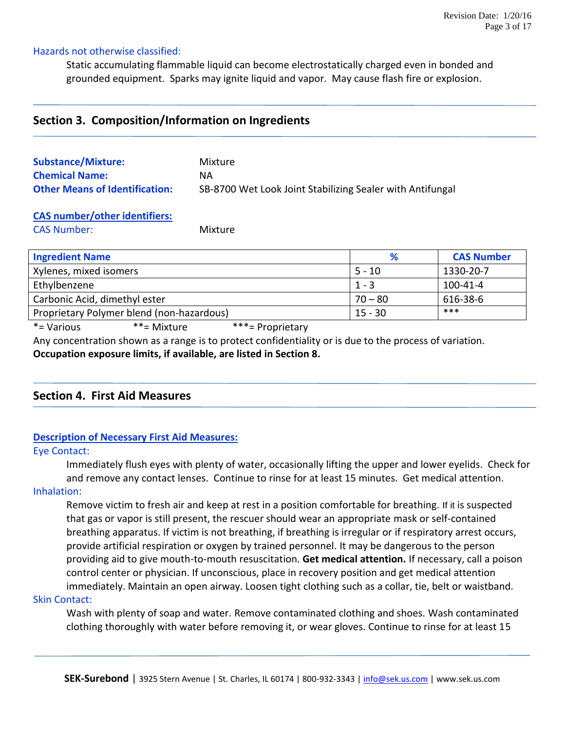Hazards not otherwise classified:

Static accumulating flammable liquid can become electrostatically charged even in bonded and grounded equipment. Sparks may ignite liquid and vapor. May cause flash fire or explosion.

## Section 3. Composition/Information on Ingredients

**Substance/Mixture:** Mixture
**Chemical Name:** NA
**Other Means of Identification:** SB-8700 Wet Look Joint Stabilizing Sealer with Antifungal

**CAS number/other identifiers:**
CAS Number: Mixture

| Ingredient Name | % | CAS Number |
|---|---|---|
| Xylenes, mixed isomers | 5 - 10 | 1330-20-7 |
| Ethylbenzene | 1 - 3 | 100-41-4 |
| Carbonic Acid, dimethyl ester | 70 – 80 | 616-38-6 |
| Proprietary Polymer blend (non-hazardous) | 15 - 30 | *** |

*= Various **= Mixture ***= Proprietary

Any concentration shown as a range is to protect confidentiality or is due to the process of variation.
**Occupation exposure limits, if available, are listed in Section 8.**

## Section 4. First Aid Measures

**Description of Necessary First Aid Measures:**

Eye Contact:

Immediately flush eyes with plenty of water, occasionally lifting the upper and lower eyelids. Check for and remove any contact lenses. Continue to rinse for at least 15 minutes. Get medical attention.

Inhalation:

Remove victim to fresh air and keep at rest in a position comfortable for breathing. If it is suspected that gas or vapor is still present, the rescuer should wear an appropriate mask or self-contained breathing apparatus. If victim is not breathing, if breathing is irregular or if respiratory arrest occurs, provide artificial respiration or oxygen by trained personnel. It may be dangerous to the person providing aid to give mouth-to-mouth resuscitation. **Get medical attention.** If necessary, call a poison control center or physician. If unconscious, place in recovery position and get medical attention immediately. Maintain an open airway. Loosen tight clothing such as a collar, tie, belt or waistband.

Skin Contact:

Wash with plenty of soap and water. Remove contaminated clothing and shoes. Wash contaminated clothing thoroughly with water before removing it, or wear gloves. Continue to rinse for at least 15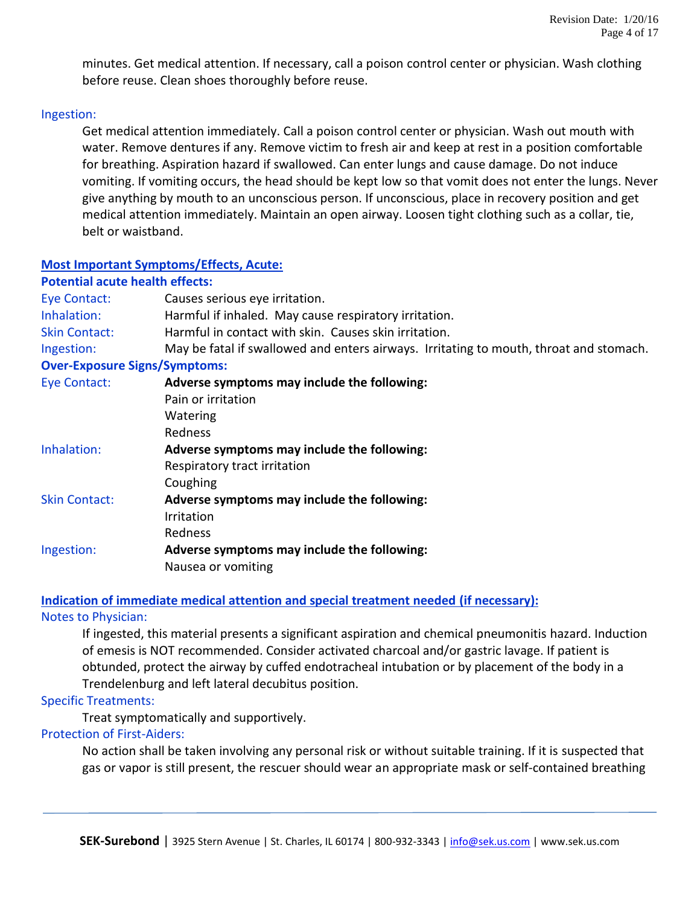minutes. Get medical attention. If necessary, call a poison control center or physician. Wash clothing before reuse. Clean shoes thoroughly before reuse.

Ingestion:

Get medical attention immediately. Call a poison control center or physician. Wash out mouth with water. Remove dentures if any. Remove victim to fresh air and keep at rest in a position comfortable for breathing. Aspiration hazard if swallowed. Can enter lungs and cause damage. Do not induce vomiting. If vomiting occurs, the head should be kept low so that vomit does not enter the lungs. Never give anything by mouth to an unconscious person. If unconscious, place in recovery position and get medical attention immediately. Maintain an open airway. Loosen tight clothing such as a collar, tie, belt or waistband.

## Most Important Symptoms/Effects, Acute:

**Potential acute health effects:**

| | |
|---|---|
| Eye Contact: | Causes serious eye irritation. |
| Inhalation: | Harmful if inhaled. May cause respiratory irritation. |
| Skin Contact: | Harmful in contact with skin. Causes skin irritation. |
| Ingestion: | May be fatal if swallowed and enters airways. Irritating to mouth, throat and stomach. |

**Over-Exposure Signs/Symptoms:**

Eye Contact: **Adverse symptoms may include the following:**
- Pain or irritation
- Watering
- Redness

Inhalation: **Adverse symptoms may include the following:**
- Respiratory tract irritation
- Coughing

Skin Contact: **Adverse symptoms may include the following:**
- Irritation
- Redness

Ingestion: **Adverse symptoms may include the following:**
- Nausea or vomiting

## Indication of immediate medical attention and special treatment needed (if necessary):

Notes to Physician:

If ingested, this material presents a significant aspiration and chemical pneumonitis hazard. Induction of emesis is NOT recommended. Consider activated charcoal and/or gastric lavage. If patient is obtunded, protect the airway by cuffed endotracheal intubation or by placement of the body in a Trendelenburg and left lateral decubitus position.

Specific Treatments:

Treat symptomatically and supportively.

Protection of First-Aiders:

No action shall be taken involving any personal risk or without suitable training. If it is suspected that gas or vapor is still present, the rescuer should wear an appropriate mask or self-contained breathing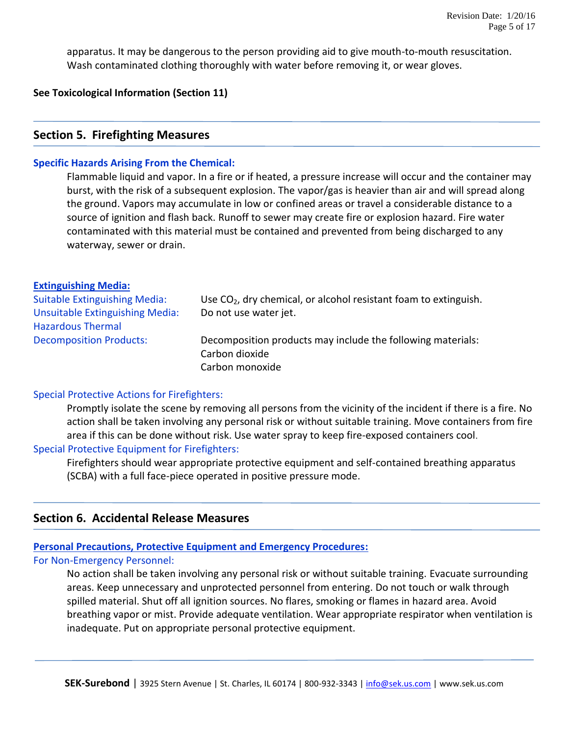apparatus. It may be dangerous to the person providing aid to give mouth-to-mouth resuscitation. Wash contaminated clothing thoroughly with water before removing it, or wear gloves.

**See Toxicological Information (Section 11)**

## Section 5. Firefighting Measures

**Specific Hazards Arising From the Chemical:**

Flammable liquid and vapor. In a fire or if heated, a pressure increase will occur and the container may burst, with the risk of a subsequent explosion. The vapor/gas is heavier than air and will spread along the ground. Vapors may accumulate in low or confined areas or travel a considerable distance to a source of ignition and flash back. Runoff to sewer may create fire or explosion hazard. Fire water contaminated with this material must be contained and prevented from being discharged to any waterway, sewer or drain.

**Extinguishing Media:**

Suitable Extinguishing Media: Use $CO_2$, dry chemical, or alcohol resistant foam to extinguish.

Unsuitable Extinguishing Media: Do not use water jet.

Hazardous Thermal Decomposition Products: Decomposition products may include the following materials:
Carbon dioxide
Carbon monoxide

Special Protective Actions for Firefighters:

Promptly isolate the scene by removing all persons from the vicinity of the incident if there is a fire. No action shall be taken involving any personal risk or without suitable training. Move containers from fire area if this can be done without risk. Use water spray to keep fire-exposed containers cool.

Special Protective Equipment for Firefighters:

Firefighters should wear appropriate protective equipment and self-contained breathing apparatus (SCBA) with a full face-piece operated in positive pressure mode.

## Section 6. Accidental Release Measures

**Personal Precautions, Protective Equipment and Emergency Procedures:**

For Non-Emergency Personnel:

No action shall be taken involving any personal risk or without suitable training. Evacuate surrounding areas. Keep unnecessary and unprotected personnel from entering. Do not touch or walk through spilled material. Shut off all ignition sources. No flares, smoking or flames in hazard area. Avoid breathing vapor or mist. Provide adequate ventilation. Wear appropriate respirator when ventilation is inadequate. Put on appropriate personal protective equipment.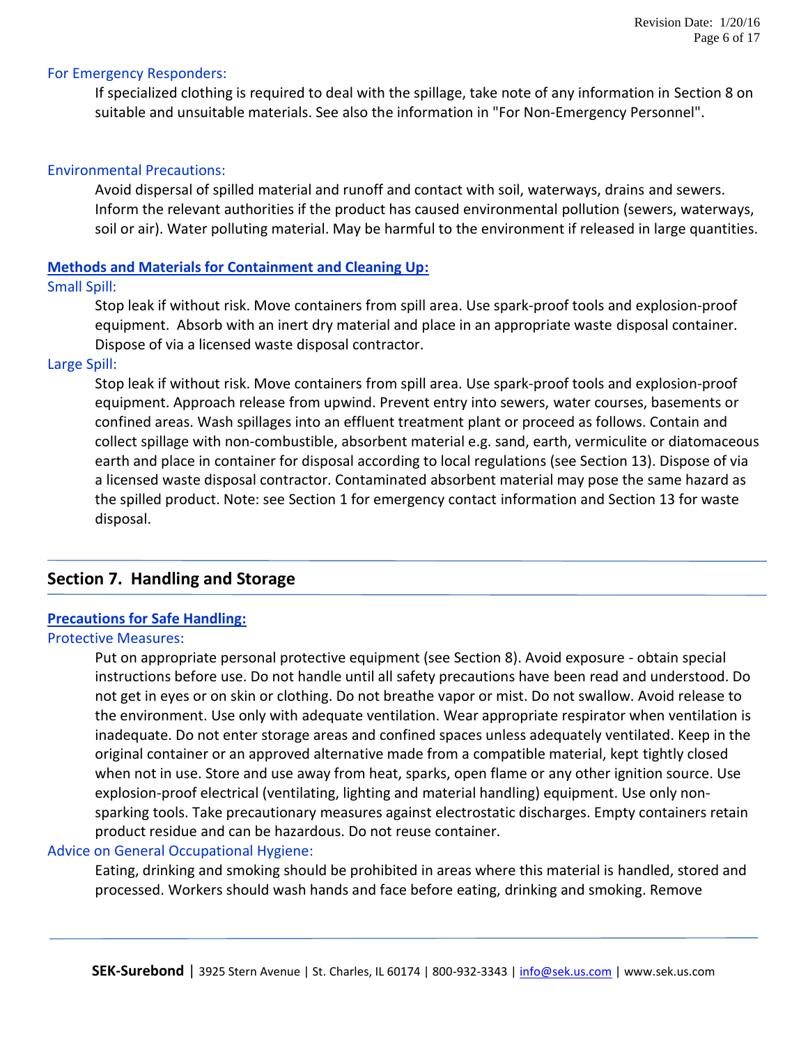For Emergency Responders:

If specialized clothing is required to deal with the spillage, take note of any information in Section 8 on suitable and unsuitable materials. See also the information in "For Non-Emergency Personnel".

Environmental Precautions:

Avoid dispersal of spilled material and runoff and contact with soil, waterways, drains and sewers. Inform the relevant authorities if the product has caused environmental pollution (sewers, waterways, soil or air). Water polluting material. May be harmful to the environment if released in large quantities.

**Methods and Materials for Containment and Cleaning Up:**

Small Spill:

Stop leak if without risk. Move containers from spill area. Use spark-proof tools and explosion-proof equipment. Absorb with an inert dry material and place in an appropriate waste disposal container. Dispose of via a licensed waste disposal contractor.

Large Spill:

Stop leak if without risk. Move containers from spill area. Use spark-proof tools and explosion-proof equipment. Approach release from upwind. Prevent entry into sewers, water courses, basements or confined areas. Wash spillages into an effluent treatment plant or proceed as follows. Contain and collect spillage with non-combustible, absorbent material e.g. sand, earth, vermiculite or diatomaceous earth and place in container for disposal according to local regulations (see Section 13). Dispose of via a licensed waste disposal contractor. Contaminated absorbent material may pose the same hazard as the spilled product. Note: see Section 1 for emergency contact information and Section 13 for waste disposal.

## Section 7. Handling and Storage

**Precautions for Safe Handling:**

Protective Measures:

Put on appropriate personal protective equipment (see Section 8). Avoid exposure - obtain special instructions before use. Do not handle until all safety precautions have been read and understood. Do not get in eyes or on skin or clothing. Do not breathe vapor or mist. Do not swallow. Avoid release to the environment. Use only with adequate ventilation. Wear appropriate respirator when ventilation is inadequate. Do not enter storage areas and confined spaces unless adequately ventilated. Keep in the original container or an approved alternative made from a compatible material, kept tightly closed when not in use. Store and use away from heat, sparks, open flame or any other ignition source. Use explosion-proof electrical (ventilating, lighting and material handling) equipment. Use only non-sparking tools. Take precautionary measures against electrostatic discharges. Empty containers retain product residue and can be hazardous. Do not reuse container.

Advice on General Occupational Hygiene:

Eating, drinking and smoking should be prohibited in areas where this material is handled, stored and processed. Workers should wash hands and face before eating, drinking and smoking. Remove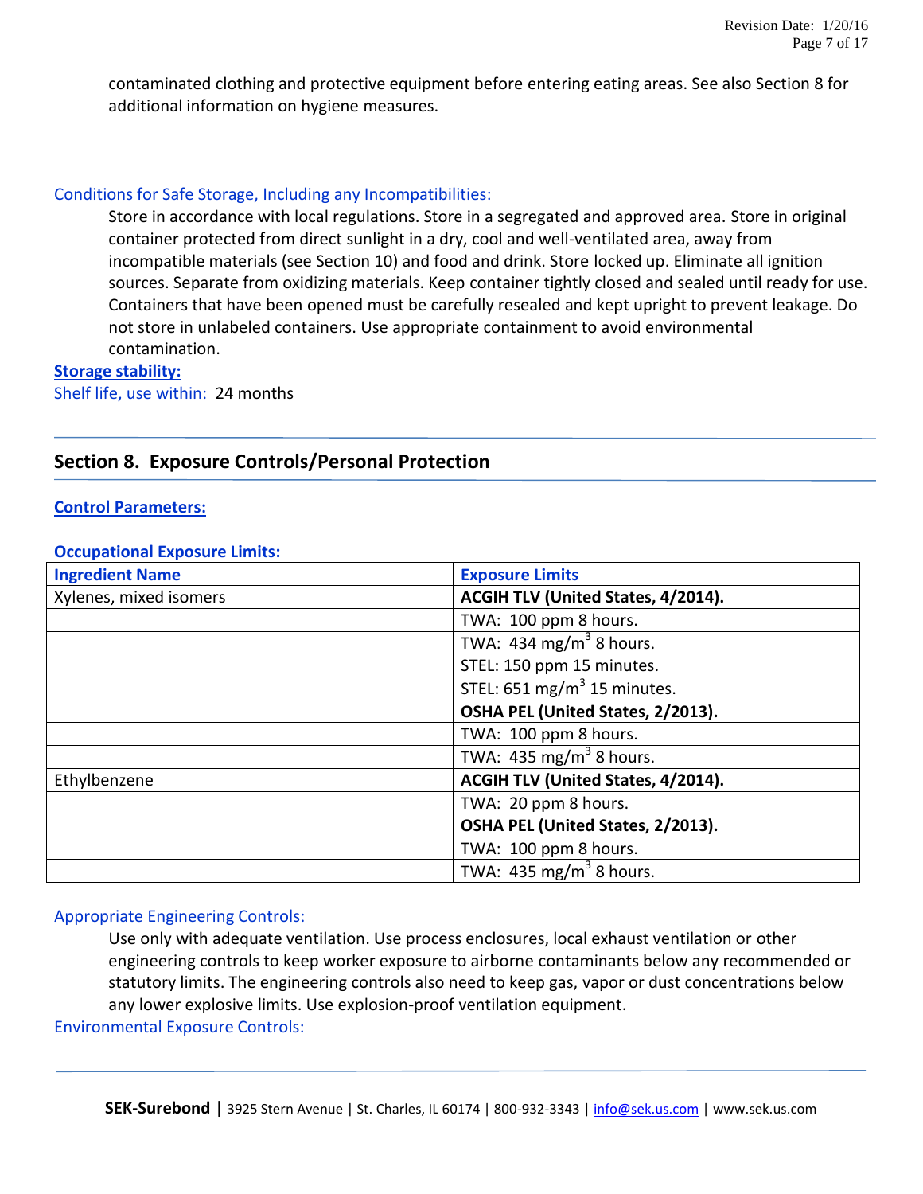contaminated clothing and protective equipment before entering eating areas. See also Section 8 for additional information on hygiene measures.

Conditions for Safe Storage, Including any Incompatibilities:

Store in accordance with local regulations. Store in a segregated and approved area. Store in original container protected from direct sunlight in a dry, cool and well-ventilated area, away from incompatible materials (see Section 10) and food and drink. Store locked up. Eliminate all ignition sources. Separate from oxidizing materials. Keep container tightly closed and sealed until ready for use. Containers that have been opened must be carefully resealed and kept upright to prevent leakage. Do not store in unlabeled containers. Use appropriate containment to avoid environmental contamination.

**Storage stability:**

Shelf life, use within: 24 months

## Section 8. Exposure Controls/Personal Protection

**Control Parameters:**

**Occupational Exposure Limits:**

| Ingredient Name | Exposure Limits |
|---|---|
| Xylenes, mixed isomers | **ACGIH TLV (United States, 4/2014).** |
| | TWA: 100 ppm 8 hours. |
| | TWA: 434 mg/m$^3$ 8 hours. |
| | STEL: 150 ppm 15 minutes. |
| | STEL: 651 mg/m$^3$ 15 minutes. |
| | **OSHA PEL (United States, 2/2013).** |
| | TWA: 100 ppm 8 hours. |
| | TWA: 435 mg/m$^3$ 8 hours. |
| Ethylbenzene | **ACGIH TLV (United States, 4/2014).** |
| | TWA: 20 ppm 8 hours. |
| | **OSHA PEL (United States, 2/2013).** |
| | TWA: 100 ppm 8 hours. |
| | TWA: 435 mg/m$^3$ 8 hours. |

Appropriate Engineering Controls:

Use only with adequate ventilation. Use process enclosures, local exhaust ventilation or other engineering controls to keep worker exposure to airborne contaminants below any recommended or statutory limits. The engineering controls also need to keep gas, vapor or dust concentrations below any lower explosive limits. Use explosion-proof ventilation equipment.

Environmental Exposure Controls: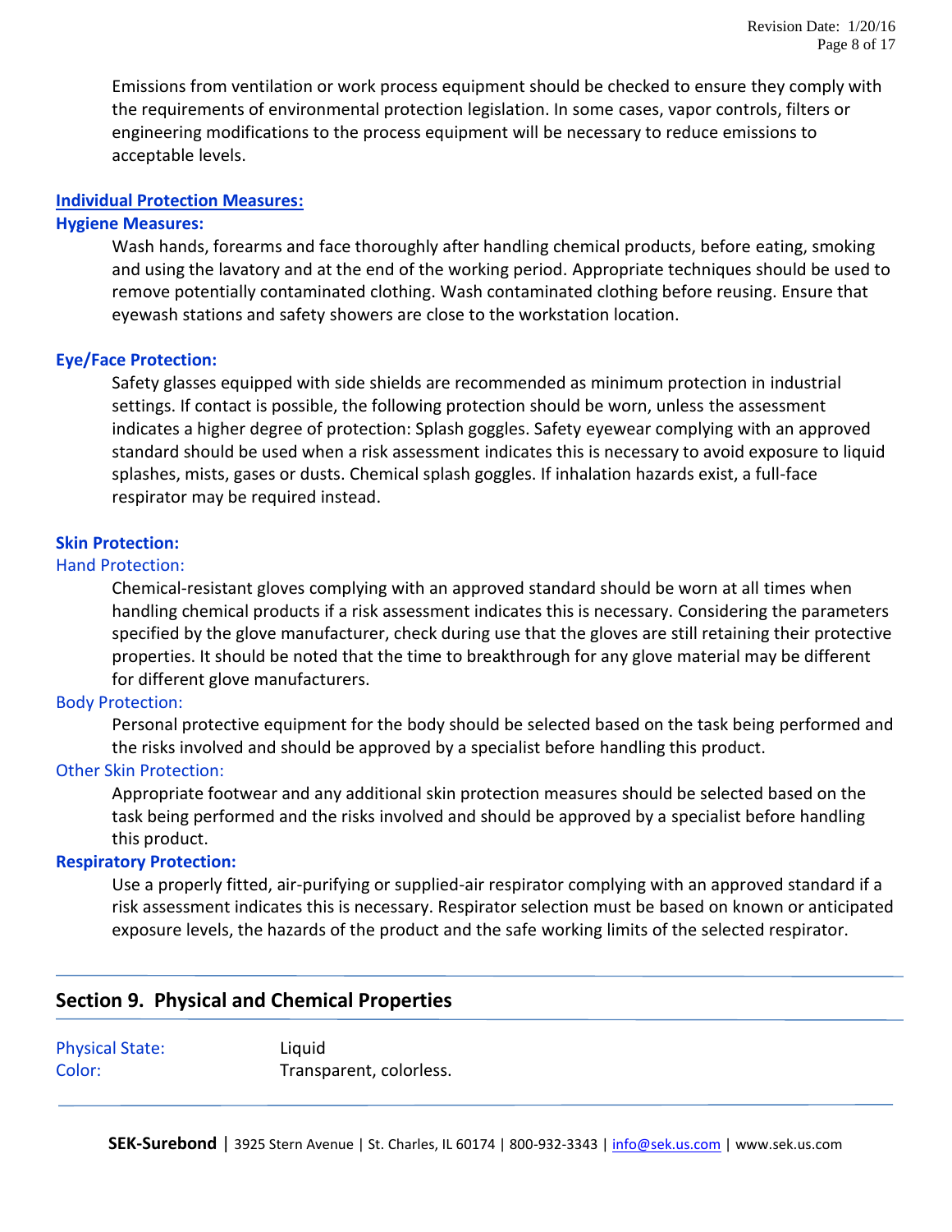Emissions from ventilation or work process equipment should be checked to ensure they comply with the requirements of environmental protection legislation. In some cases, vapor controls, filters or engineering modifications to the process equipment will be necessary to reduce emissions to acceptable levels.

### Individual Protection Measures:

#### Hygiene Measures:

Wash hands, forearms and face thoroughly after handling chemical products, before eating, smoking and using the lavatory and at the end of the working period. Appropriate techniques should be used to remove potentially contaminated clothing. Wash contaminated clothing before reusing. Ensure that eyewash stations and safety showers are close to the workstation location.

#### Eye/Face Protection:

Safety glasses equipped with side shields are recommended as minimum protection in industrial settings. If contact is possible, the following protection should be worn, unless the assessment indicates a higher degree of protection: Splash goggles. Safety eyewear complying with an approved standard should be used when a risk assessment indicates this is necessary to avoid exposure to liquid splashes, mists, gases or dusts. Chemical splash goggles. If inhalation hazards exist, a full-face respirator may be required instead.

#### Skin Protection:

Hand Protection:

Chemical-resistant gloves complying with an approved standard should be worn at all times when handling chemical products if a risk assessment indicates this is necessary. Considering the parameters specified by the glove manufacturer, check during use that the gloves are still retaining their protective properties. It should be noted that the time to breakthrough for any glove material may be different for different glove manufacturers.

Body Protection:

Personal protective equipment for the body should be selected based on the task being performed and the risks involved and should be approved by a specialist before handling this product.

Other Skin Protection:

Appropriate footwear and any additional skin protection measures should be selected based on the task being performed and the risks involved and should be approved by a specialist before handling this product.

#### Respiratory Protection:

Use a properly fitted, air-purifying or supplied-air respirator complying with an approved standard if a risk assessment indicates this is necessary. Respirator selection must be based on known or anticipated exposure levels, the hazards of the product and the safe working limits of the selected respirator.

## Section 9. Physical and Chemical Properties

| | |
|---|---|
| Physical State: | Liquid |
| Color: | Transparent, colorless. |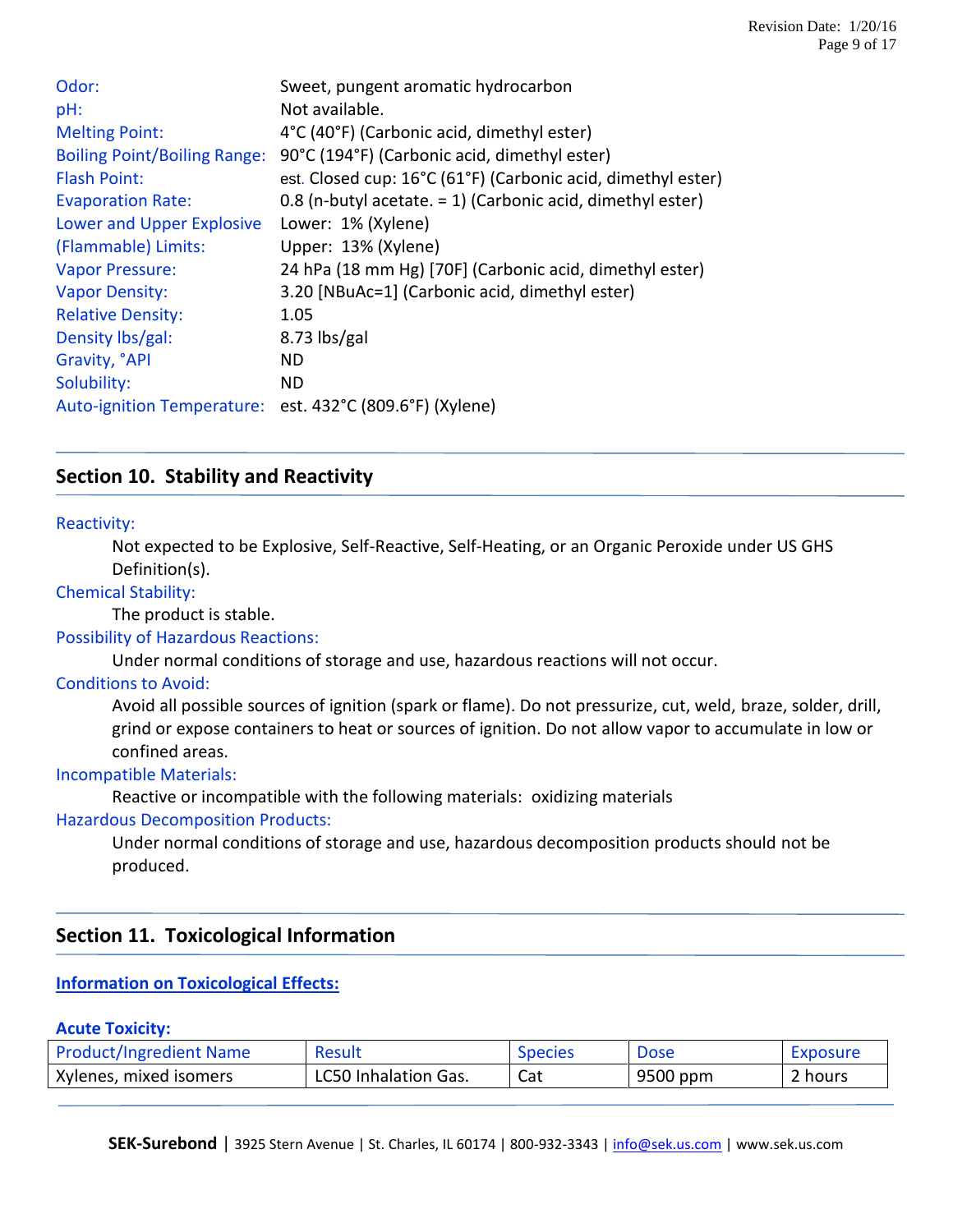| | |
|---|---|
| Odor: | Sweet, pungent aromatic hydrocarbon |
| pH: | Not available. |
| Melting Point: | 4°C (40°F) (Carbonic acid, dimethyl ester) |
| Boiling Point/Boiling Range: | 90°C (194°F) (Carbonic acid, dimethyl ester) |
| Flash Point: | est. Closed cup: 16°C (61°F) (Carbonic acid, dimethyl ester) |
| Evaporation Rate: | 0.8 (n-butyl acetate. = 1) (Carbonic acid, dimethyl ester) |
| Lower and Upper Explosive (Flammable) Limits: | Lower: 1% (Xylene)<br>Upper: 13% (Xylene) |
| Vapor Pressure: | 24 hPa (18 mm Hg) [70F] (Carbonic acid, dimethyl ester) |
| Vapor Density: | 3.20 [NBuAc=1] (Carbonic acid, dimethyl ester) |
| Relative Density: | 1.05 |
| Density lbs/gal: | 8.73 lbs/gal |
| Gravity, °API | ND |
| Solubility: | ND |
| Auto-ignition Temperature: | est. 432°C (809.6°F) (Xylene) |

## Section 10. Stability and Reactivity

**Reactivity:**

Not expected to be Explosive, Self-Reactive, Self-Heating, or an Organic Peroxide under US GHS Definition(s).

**Chemical Stability:**

The product is stable.

**Possibility of Hazardous Reactions:**

Under normal conditions of storage and use, hazardous reactions will not occur.

**Conditions to Avoid:**

Avoid all possible sources of ignition (spark or flame). Do not pressurize, cut, weld, braze, solder, drill, grind or expose containers to heat or sources of ignition. Do not allow vapor to accumulate in low or confined areas.

**Incompatible Materials:**

Reactive or incompatible with the following materials: oxidizing materials

**Hazardous Decomposition Products:**

Under normal conditions of storage and use, hazardous decomposition products should not be produced.

## Section 11. Toxicological Information

### Information on Toxicological Effects:

**Acute Toxicity:**

| Product/Ingredient Name | Result | Species | Dose | Exposure |
|---|---|---|---|---|
| Xylenes, mixed isomers | LC50 Inhalation Gas. | Cat | 9500 ppm | 2 hours |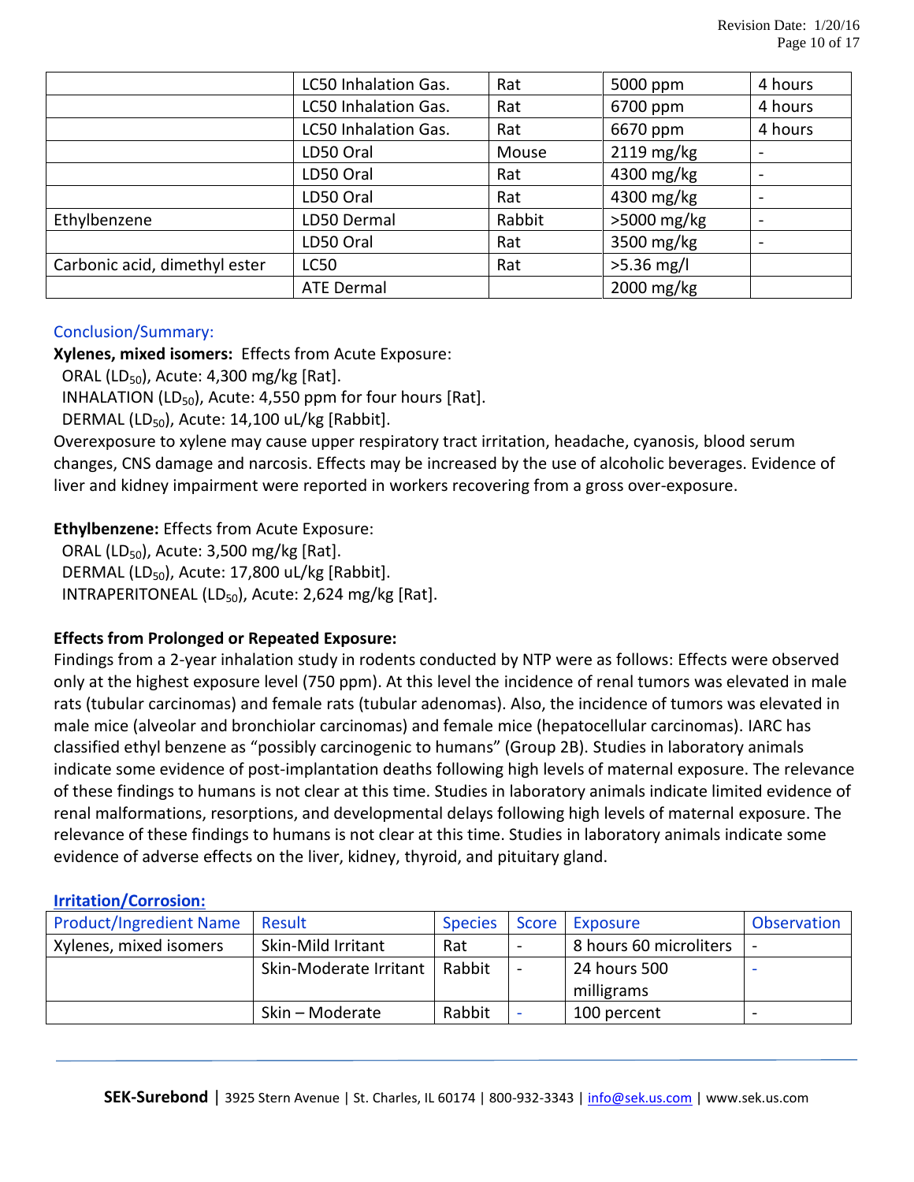| | LC50 Inhalation Gas. | Rat | 5000 ppm | 4 hours |
|---|---|---|---|---|
| | LC50 Inhalation Gas. | Rat | 6700 ppm | 4 hours |
| | LC50 Inhalation Gas. | Rat | 6670 ppm | 4 hours |
| | LD50 Oral | Mouse | 2119 mg/kg | - |
| | LD50 Oral | Rat | 4300 mg/kg | - |
| | LD50 Oral | Rat | 4300 mg/kg | - |
| Ethylbenzene | LD50 Dermal | Rabbit | >5000 mg/kg | - |
| | LD50 Oral | Rat | 3500 mg/kg | - |
| Carbonic acid, dimethyl ester | LC50 | Rat | >5.36 mg/l | |
| | ATE Dermal | | 2000 mg/kg | |

Conclusion/Summary:

**Xylenes, mixed isomers:** Effects from Acute Exposure:
ORAL ($LD_{50}$), Acute: 4,300 mg/kg [Rat].
INHALATION ($LD_{50}$), Acute: 4,550 ppm for four hours [Rat].
DERMAL ($LD_{50}$), Acute: 14,100 uL/kg [Rabbit].
Overexposure to xylene may cause upper respiratory tract irritation, headache, cyanosis, blood serum changes, CNS damage and narcosis. Effects may be increased by the use of alcoholic beverages. Evidence of liver and kidney impairment were reported in workers recovering from a gross over-exposure.

**Ethylbenzene:** Effects from Acute Exposure:
ORAL ($LD_{50}$), Acute: 3,500 mg/kg [Rat].
DERMAL ($LD_{50}$), Acute: 17,800 uL/kg [Rabbit].
INTRAPERITONEAL ($LD_{50}$), Acute: 2,624 mg/kg [Rat].

**Effects from Prolonged or Repeated Exposure:**
Findings from a 2-year inhalation study in rodents conducted by NTP were as follows: Effects were observed only at the highest exposure level (750 ppm). At this level the incidence of renal tumors was elevated in male rats (tubular carcinomas) and female rats (tubular adenomas). Also, the incidence of tumors was elevated in male mice (alveolar and bronchiolar carcinomas) and female mice (hepatocellular carcinomas). IARC has classified ethyl benzene as "possibly carcinogenic to humans" (Group 2B). Studies in laboratory animals indicate some evidence of post-implantation deaths following high levels of maternal exposure. The relevance of these findings to humans is not clear at this time. Studies in laboratory animals indicate limited evidence of renal malformations, resorptions, and developmental delays following high levels of maternal exposure. The relevance of these findings to humans is not clear at this time. Studies in laboratory animals indicate some evidence of adverse effects on the liver, kidney, thyroid, and pituitary gland.

**Irritation/Corrosion:**

| Product/Ingredient Name | Result | Species | Score | Exposure | Observation |
|---|---|---|---|---|---|
| Xylenes, mixed isomers | Skin-Mild Irritant | Rat | - | 8 hours 60 microliters | - |
| | Skin-Moderate Irritant | Rabbit | - | 24 hours 500 milligrams | - |
| | Skin – Moderate | Rabbit | - | 100 percent | - |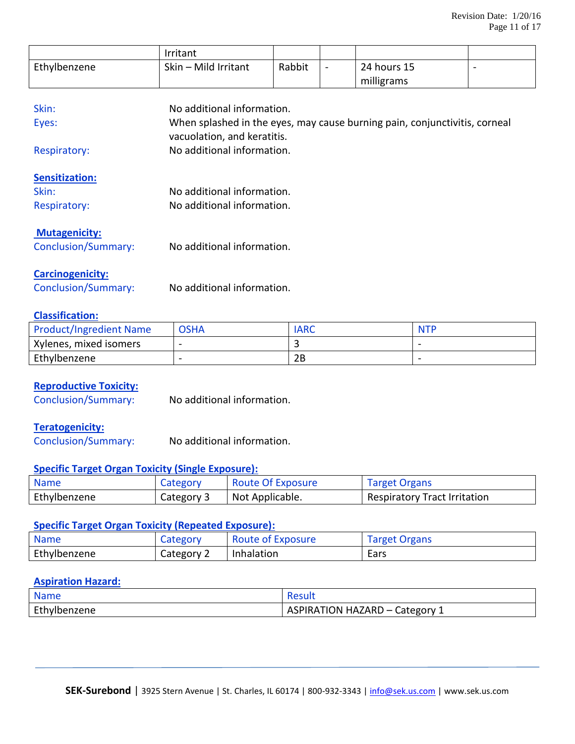|  | Irritant |  |  |  |  |
|---|---|---|---|---|---|
| Ethylbenzene | Skin – Mild Irritant | Rabbit | - | 24 hours 15 milligrams | - |

Skin: No additional information.

Eyes: When splashed in the eyes, may cause burning pain, conjunctivitis, corneal vacuolation, and keratitis.

Respiratory: No additional information.

**Sensitization:**

Skin: No additional information.

Respiratory: No additional information.

**Mutagenicity:**

Conclusion/Summary: No additional information.

**Carcinogenicity:**

Conclusion/Summary: No additional information.

**Classification:**

| Product/Ingredient Name | OSHA | IARC | NTP |
|---|---|---|---|
| Xylenes, mixed isomers | - | 3 | - |
| Ethylbenzene | - | 2B | - |

**Reproductive Toxicity:**

Conclusion/Summary: No additional information.

**Teratogenicity:**

Conclusion/Summary: No additional information.

**Specific Target Organ Toxicity (Single Exposure):**

| Name | Category | Route Of Exposure | Target Organs |
|---|---|---|---|
| Ethylbenzene | Category 3 | Not Applicable. | Respiratory Tract Irritation |

**Specific Target Organ Toxicity (Repeated Exposure):**

| Name | Category | Route of Exposure | Target Organs |
|---|---|---|---|
| Ethylbenzene | Category 2 | Inhalation | Ears |

**Aspiration Hazard:**

| Name | Result |
|---|---|
| Ethylbenzene | ASPIRATION HAZARD – Category 1 |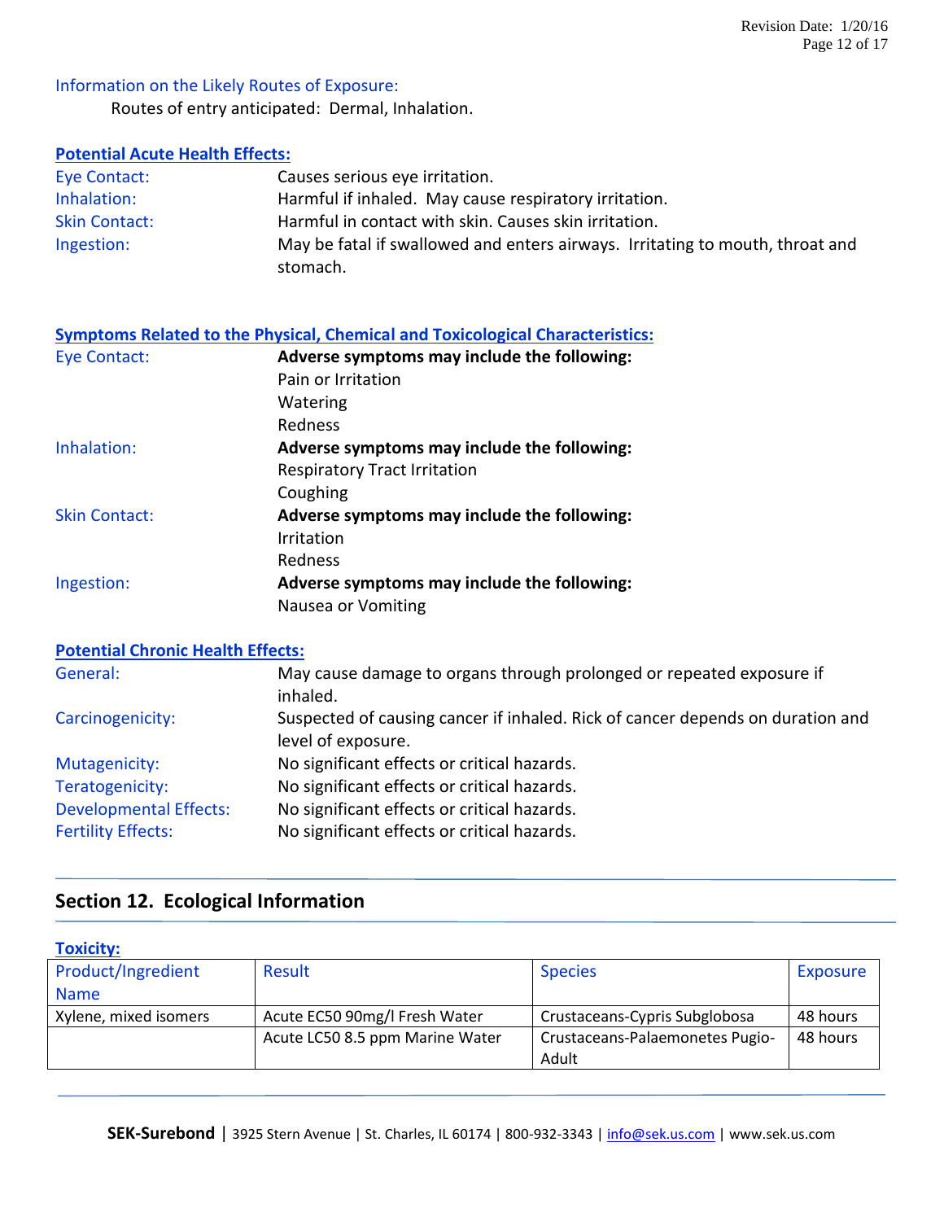Information on the Likely Routes of Exposure:

Routes of entry anticipated: Dermal, Inhalation.

**Potential Acute Health Effects:**

| | |
|---|---|
| Eye Contact: | Causes serious eye irritation. |
| Inhalation: | Harmful if inhaled. May cause respiratory irritation. |
| Skin Contact: | Harmful in contact with skin. Causes skin irritation. |
| Ingestion: | May be fatal if swallowed and enters airways. Irritating to mouth, throat and stomach. |

**Symptoms Related to the Physical, Chemical and Toxicological Characteristics:**

Eye Contact: **Adverse symptoms may include the following:**
- Pain or Irritation
- Watering
- Redness

Inhalation: **Adverse symptoms may include the following:**
- Respiratory Tract Irritation
- Coughing

Skin Contact: **Adverse symptoms may include the following:**
- Irritation
- Redness

Ingestion: **Adverse symptoms may include the following:**
- Nausea or Vomiting

**Potential Chronic Health Effects:**

| | |
|---|---|
| General: | May cause damage to organs through prolonged or repeated exposure if inhaled. |
| Carcinogenicity: | Suspected of causing cancer if inhaled. Rick of cancer depends on duration and level of exposure. |
| Mutagenicity: | No significant effects or critical hazards. |
| Teratogenicity: | No significant effects or critical hazards. |
| Developmental Effects: | No significant effects or critical hazards. |
| Fertility Effects: | No significant effects or critical hazards. |

## Section 12. Ecological Information

**Toxicity:**

| Product/Ingredient Name | Result | Species | Exposure |
|---|---|---|---|
| Xylene, mixed isomers | Acute EC50 90mg/l Fresh Water | Crustaceans-Cypris Subglobosa | 48 hours |
| | Acute LC50 8.5 ppm Marine Water | Crustaceans-Palaemonetes Pugio-Adult | 48 hours |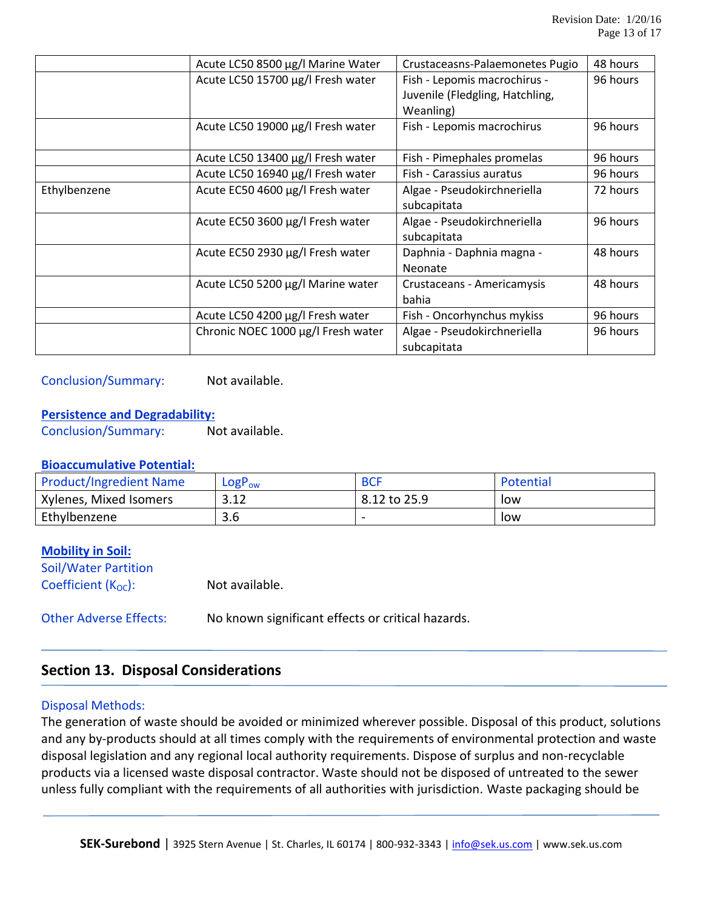|  | Acute LC50 8500 µg/l Marine Water | Crustaceasns-Palaemonetes Pugio | 48 hours |
|---|---|---|---|
|  | Acute LC50 15700 µg/l Fresh water | Fish - Lepomis macrochirus - Juvenile (Fledgling, Hatchling, Weanling) | 96 hours |
|  | Acute LC50 19000 µg/l Fresh water | Fish - Lepomis macrochirus | 96 hours |
|  | Acute LC50 13400 µg/l Fresh water | Fish - Pimephales promelas | 96 hours |
|  | Acute LC50 16940 µg/l Fresh water | Fish - Carassius auratus | 96 hours |
| Ethylbenzene | Acute EC50 4600 µg/l Fresh water | Algae - Pseudokirchneriella subcapitata | 72 hours |
|  | Acute EC50 3600 µg/l Fresh water | Algae - Pseudokirchneriella subcapitata | 96 hours |
|  | Acute EC50 2930 µg/l Fresh water | Daphnia - Daphnia magna - Neonate | 48 hours |
|  | Acute LC50 5200 µg/l Marine water | Crustaceans - Americamysis bahia | 48 hours |
|  | Acute LC50 4200 µg/l Fresh water | Fish - Oncorhynchus mykiss | 96 hours |
|  | Chronic NOEC 1000 µg/l Fresh water | Algae - Pseudokirchneriella subcapitata | 96 hours |

Conclusion/Summary: Not available.

**Persistence and Degradability:**

Conclusion/Summary: Not available.

**Bioaccumulative Potential:**

| Product/Ingredient Name | $LogP_{ow}$ | BCF | Potential |
|---|---|---|---|
| Xylenes, Mixed Isomers | 3.12 | 8.12 to 25.9 | low |
| Ethylbenzene | 3.6 | - | low |

**Mobility in Soil:**

Soil/Water Partition Coefficient ($K_{OC}$): Not available.

Other Adverse Effects: No known significant effects or critical hazards.

## Section 13. Disposal Considerations

Disposal Methods:

The generation of waste should be avoided or minimized wherever possible. Disposal of this product, solutions and any by-products should at all times comply with the requirements of environmental protection and waste disposal legislation and any regional local authority requirements. Dispose of surplus and non-recyclable products via a licensed waste disposal contractor. Waste should not be disposed of untreated to the sewer unless fully compliant with the requirements of all authorities with jurisdiction. Waste packaging should be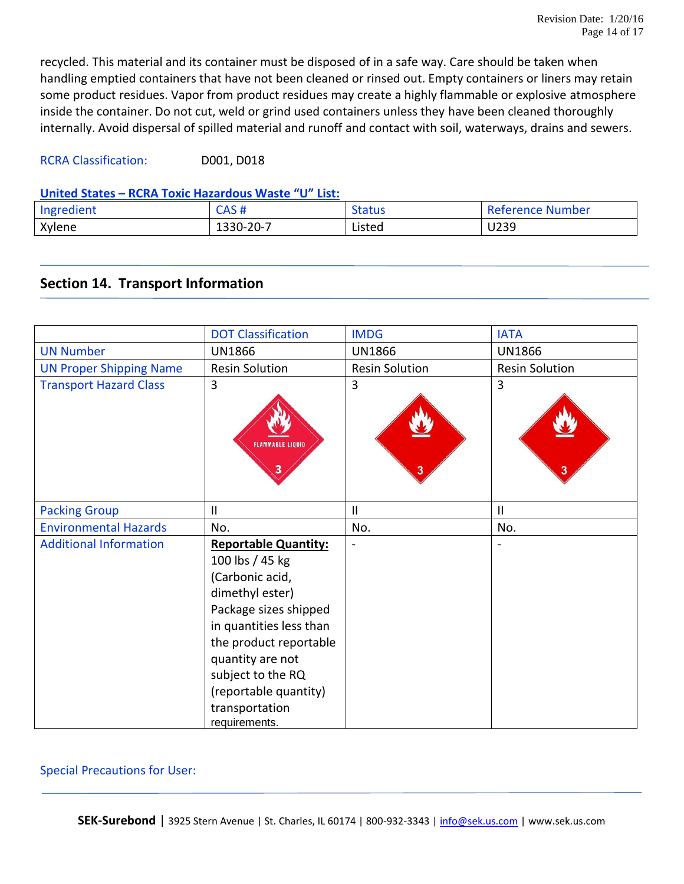recycled. This material and its container must be disposed of in a safe way. Care should be taken when handling emptied containers that have not been cleaned or rinsed out. Empty containers or liners may retain some product residues. Vapor from product residues may create a highly flammable or explosive atmosphere inside the container. Do not cut, weld or grind used containers unless they have been cleaned thoroughly internally. Avoid dispersal of spilled material and runoff and contact with soil, waterways, drains and sewers.

RCRA Classification: D001, D018

**United States – RCRA Toxic Hazardous Waste "U" List:**

| Ingredient | CAS # | Status | Reference Number |
|---|---|---|---|
| Xylene | 1330-20-7 | Listed | U239 |

## Section 14. Transport Information

| | DOT Classification | IMDG | IATA |
|---|---|---|---|
| UN Number | UN1866 | UN1866 | UN1866 |
| UN Proper Shipping Name | Resin Solution | Resin Solution | Resin Solution |
| Transport Hazard Class | 3 | 3 | 3 |
| Packing Group | II | II | II |
| Environmental Hazards | No. | No. | No. |
| Additional Information | **Reportable Quantity:** 100 lbs / 45 kg (Carbonic acid, dimethyl ester) Package sizes shipped in quantities less than the product reportable quantity are not subject to the RQ (reportable quantity) transportation requirements. | - | - |

Special Precautions for User: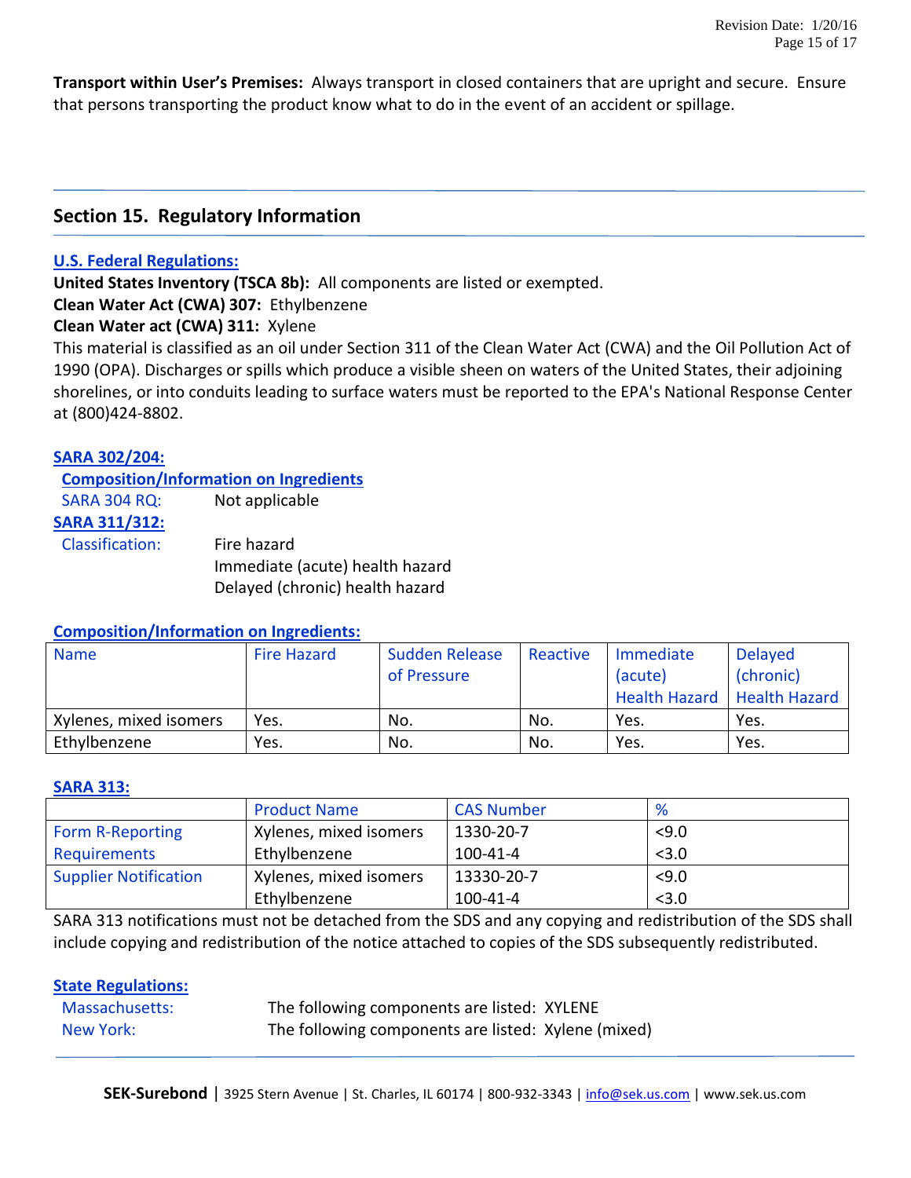**Transport within User's Premises:** Always transport in closed containers that are upright and secure. Ensure that persons transporting the product know what to do in the event of an accident or spillage.

## Section 15. Regulatory Information

**U.S. Federal Regulations:**

**United States Inventory (TSCA 8b):** All components are listed or exempted.
**Clean Water Act (CWA) 307:** Ethylbenzene
**Clean Water act (CWA) 311:** Xylene
This material is classified as an oil under Section 311 of the Clean Water Act (CWA) and the Oil Pollution Act of 1990 (OPA). Discharges or spills which produce a visible sheen on waters of the United States, their adjoining shorelines, or into conduits leading to surface waters must be reported to the EPA's National Response Center at (800)424-8802.

**SARA 302/204:**

**Composition/Information on Ingredients**

SARA 304 RQ: Not applicable

**SARA 311/312:**

Classification: Fire hazard
Immediate (acute) health hazard
Delayed (chronic) health hazard

**Composition/Information on Ingredients:**

| Name | Fire Hazard | Sudden Release of Pressure | Reactive | Immediate (acute) Health Hazard | Delayed (chronic) Health Hazard |
|---|---|---|---|---|---|
| Xylenes, mixed isomers | Yes. | No. | No. | Yes. | Yes. |
| Ethylbenzene | Yes. | No. | No. | Yes. | Yes. |

**SARA 313:**

| | Product Name | CAS Number | % |
|---|---|---|---|
| Form R-Reporting Requirements | Xylenes, mixed isomers | 1330-20-7 | <9.0 |
| | Ethylbenzene | 100-41-4 | <3.0 |
| Supplier Notification | Xylenes, mixed isomers | 13330-20-7 | <9.0 |
| | Ethylbenzene | 100-41-4 | <3.0 |

SARA 313 notifications must not be detached from the SDS and any copying and redistribution of the SDS shall include copying and redistribution of the notice attached to copies of the SDS subsequently redistributed.

**State Regulations:**

Massachusetts: The following components are listed: XYLENE
New York: The following components are listed: Xylene (mixed)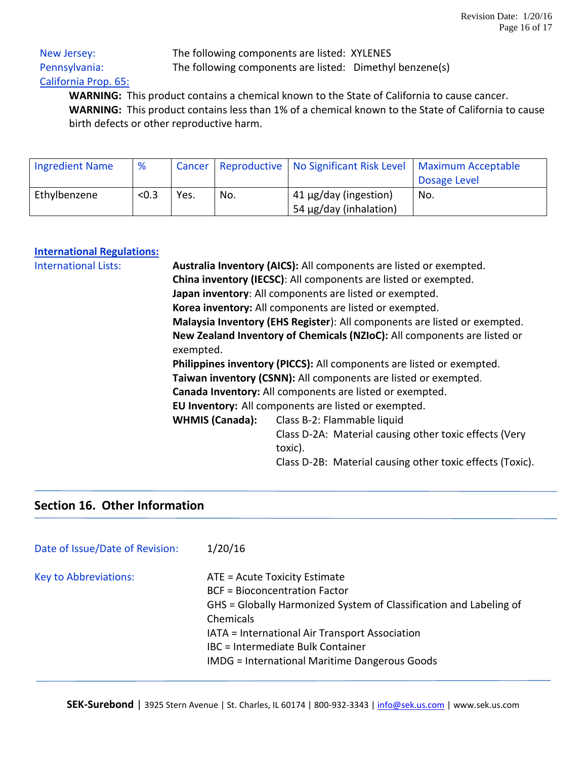New Jersey: The following components are listed: XYLENES

Pennsylvania: The following components are listed: Dimethyl benzene(s)

California Prop. 65:

**WARNING:** This product contains a chemical known to the State of California to cause cancer.
**WARNING:** This product contains less than 1% of a chemical known to the State of California to cause birth defects or other reproductive harm.

| Ingredient Name | % | Cancer | Reproductive | No Significant Risk Level | Maximum Acceptable Dosage Level |
|---|---|---|---|---|---|
| Ethylbenzene | <0.3 | Yes. | No. | 41 µg/day (ingestion)<br>54 µg/day (inhalation) | No. |

**International Regulations:**

International Lists:

**Australia Inventory (AICS):** All components are listed or exempted.
**China inventory (IECSC)**: All components are listed or exempted.
**Japan inventory**: All components are listed or exempted.
**Korea inventory:** All components are listed or exempted.
**Malaysia Inventory (EHS Register**): All components are listed or exempted.
**New Zealand Inventory of Chemicals (NZIoC):** All components are listed or exempted.
**Philippines inventory (PICCS):** All components are listed or exempted.
**Taiwan inventory (CSNN):** All components are listed or exempted.
**Canada Inventory:** All components are listed or exempted.
**EU Inventory:** All components are listed or exempted.
**WHMIS (Canada):** Class B-2: Flammable liquid
Class D-2A: Material causing other toxic effects (Very toxic).
Class D-2B: Material causing other toxic effects (Toxic).

## Section 16. Other Information

Date of Issue/Date of Revision: 1/20/16

Key to Abbreviations:

ATE = Acute Toxicity Estimate
BCF = Bioconcentration Factor
GHS = Globally Harmonized System of Classification and Labeling of Chemicals
IATA = International Air Transport Association
IBC = Intermediate Bulk Container
IMDG = International Maritime Dangerous Goods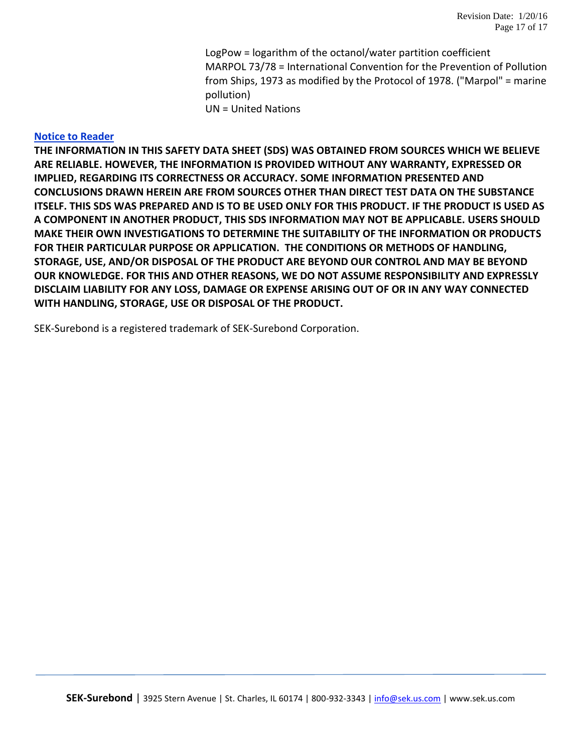LogPow = logarithm of the octanol/water partition coefficient
MARPOL 73/78 = International Convention for the Prevention of Pollution from Ships, 1973 as modified by the Protocol of 1978. ("Marpol" = marine pollution)
UN = United Nations

## Notice to Reader

**THE INFORMATION IN THIS SAFETY DATA SHEET (SDS) WAS OBTAINED FROM SOURCES WHICH WE BELIEVE ARE RELIABLE. HOWEVER, THE INFORMATION IS PROVIDED WITHOUT ANY WARRANTY, EXPRESSED OR IMPLIED, REGARDING ITS CORRECTNESS OR ACCURACY. SOME INFORMATION PRESENTED AND CONCLUSIONS DRAWN HEREIN ARE FROM SOURCES OTHER THAN DIRECT TEST DATA ON THE SUBSTANCE ITSELF. THIS SDS WAS PREPARED AND IS TO BE USED ONLY FOR THIS PRODUCT. IF THE PRODUCT IS USED AS A COMPONENT IN ANOTHER PRODUCT, THIS SDS INFORMATION MAY NOT BE APPLICABLE. USERS SHOULD MAKE THEIR OWN INVESTIGATIONS TO DETERMINE THE SUITABILITY OF THE INFORMATION OR PRODUCTS FOR THEIR PARTICULAR PURPOSE OR APPLICATION. THE CONDITIONS OR METHODS OF HANDLING, STORAGE, USE, AND/OR DISPOSAL OF THE PRODUCT ARE BEYOND OUR CONTROL AND MAY BE BEYOND OUR KNOWLEDGE. FOR THIS AND OTHER REASONS, WE DO NOT ASSUME RESPONSIBILITY AND EXPRESSLY DISCLAIM LIABILITY FOR ANY LOSS, DAMAGE OR EXPENSE ARISING OUT OF OR IN ANY WAY CONNECTED WITH HANDLING, STORAGE, USE OR DISPOSAL OF THE PRODUCT.**

SEK-Surebond is a registered trademark of SEK-Surebond Corporation.